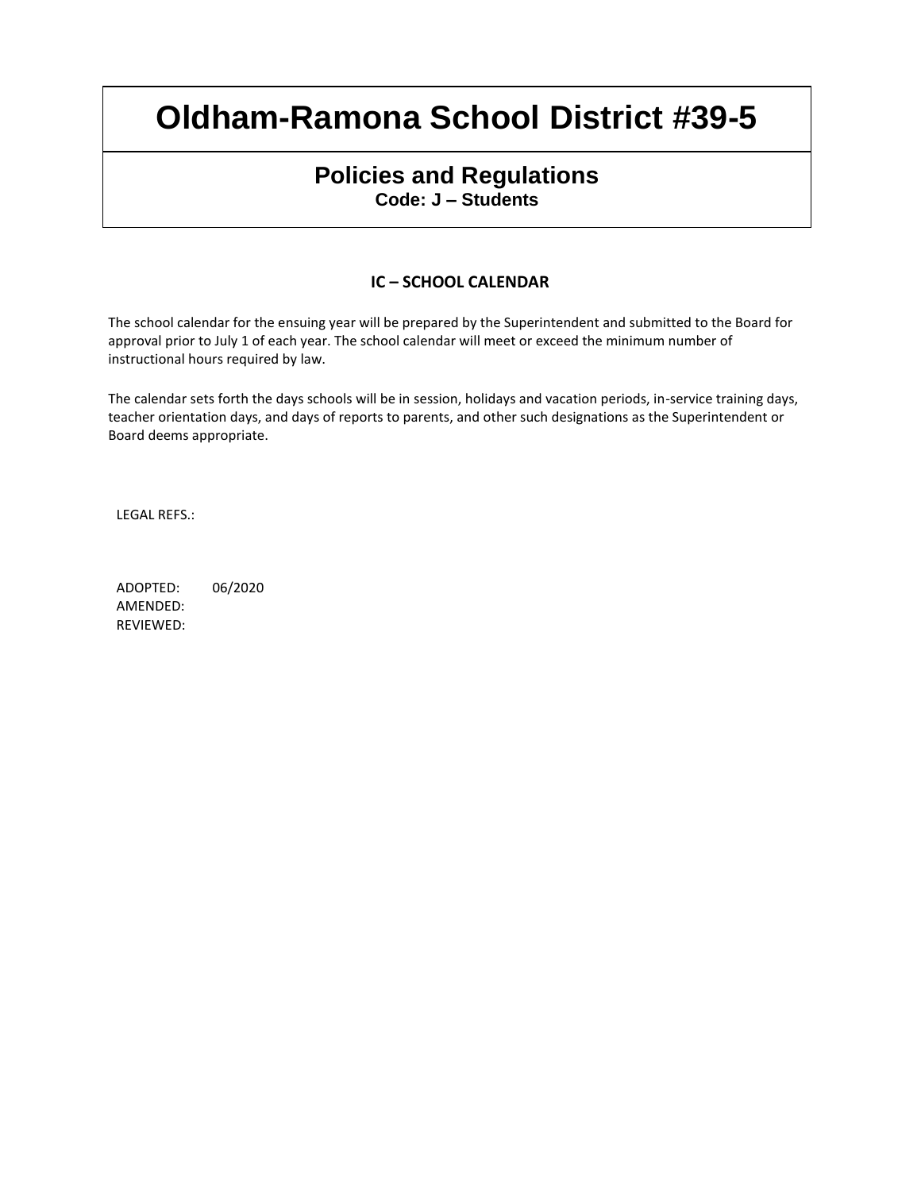# Oldham-Ramona School District #39-5

## Policies and Regulations

**Code: J – Students**

### IC – SCHOOL CALENDAR

The school calendar for the ensuing year will be prepared by the Superintendent and submitted to the Board for approval prior to July 1 of each year. The school calendar will meet or exceed the minimum number of instructional hours required by law.

The calendar sets forth the days schools will be in session, holidays and vacation periods, in-service training days, teacher orientation days, and days of reports to parents, and other such designations as the Superintendent or Board deems appropriate.

LEGAL REFS.:

ADOPTED: 06/2020
AMENDED:
REVIEWED: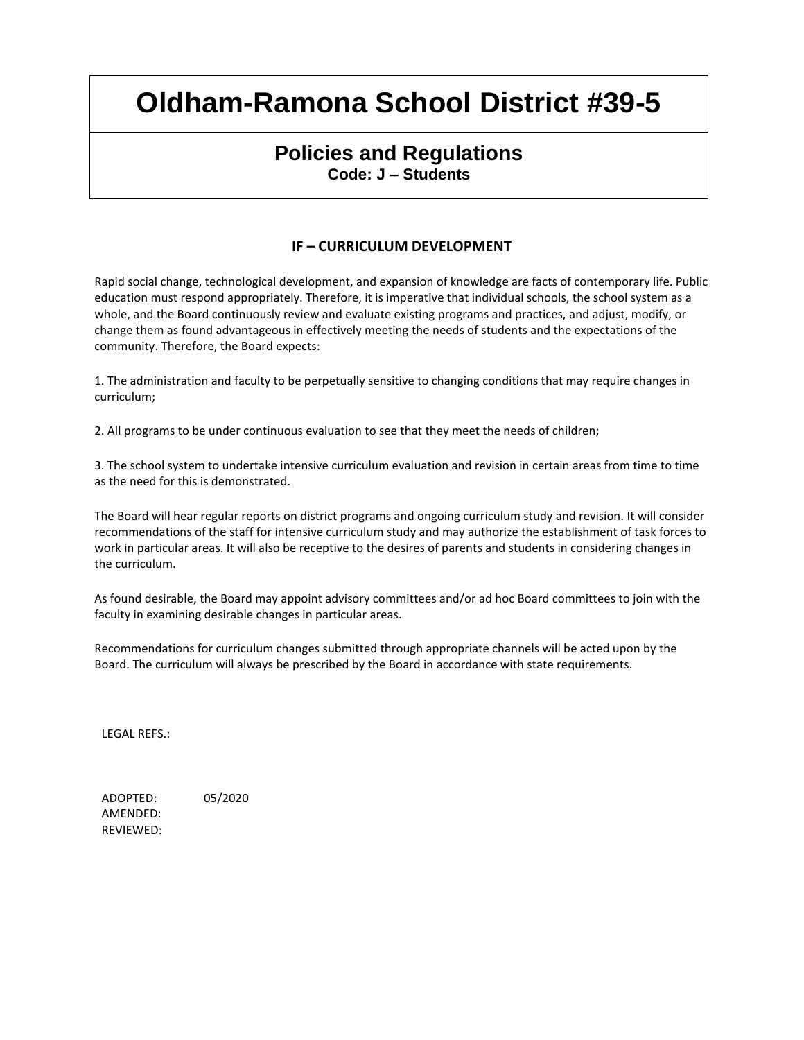# Oldham-Ramona School District #39-5

## Policies and Regulations

**Code: J – Students**

### IF – CURRICULUM DEVELOPMENT

Rapid social change, technological development, and expansion of knowledge are facts of contemporary life. Public education must respond appropriately. Therefore, it is imperative that individual schools, the school system as a whole, and the Board continuously review and evaluate existing programs and practices, and adjust, modify, or change them as found advantageous in effectively meeting the needs of students and the expectations of the community. Therefore, the Board expects:

1. The administration and faculty to be perpetually sensitive to changing conditions that may require changes in curriculum;

2. All programs to be under continuous evaluation to see that they meet the needs of children;

3. The school system to undertake intensive curriculum evaluation and revision in certain areas from time to time as the need for this is demonstrated.

The Board will hear regular reports on district programs and ongoing curriculum study and revision. It will consider recommendations of the staff for intensive curriculum study and may authorize the establishment of task forces to work in particular areas. It will also be receptive to the desires of parents and students in considering changes in the curriculum.

As found desirable, the Board may appoint advisory committees and/or ad hoc Board committees to join with the faculty in examining desirable changes in particular areas.

Recommendations for curriculum changes submitted through appropriate channels will be acted upon by the Board. The curriculum will always be prescribed by the Board in accordance with state requirements.

LEGAL REFS.:

ADOPTED: 05/2020
AMENDED:
REVIEWED: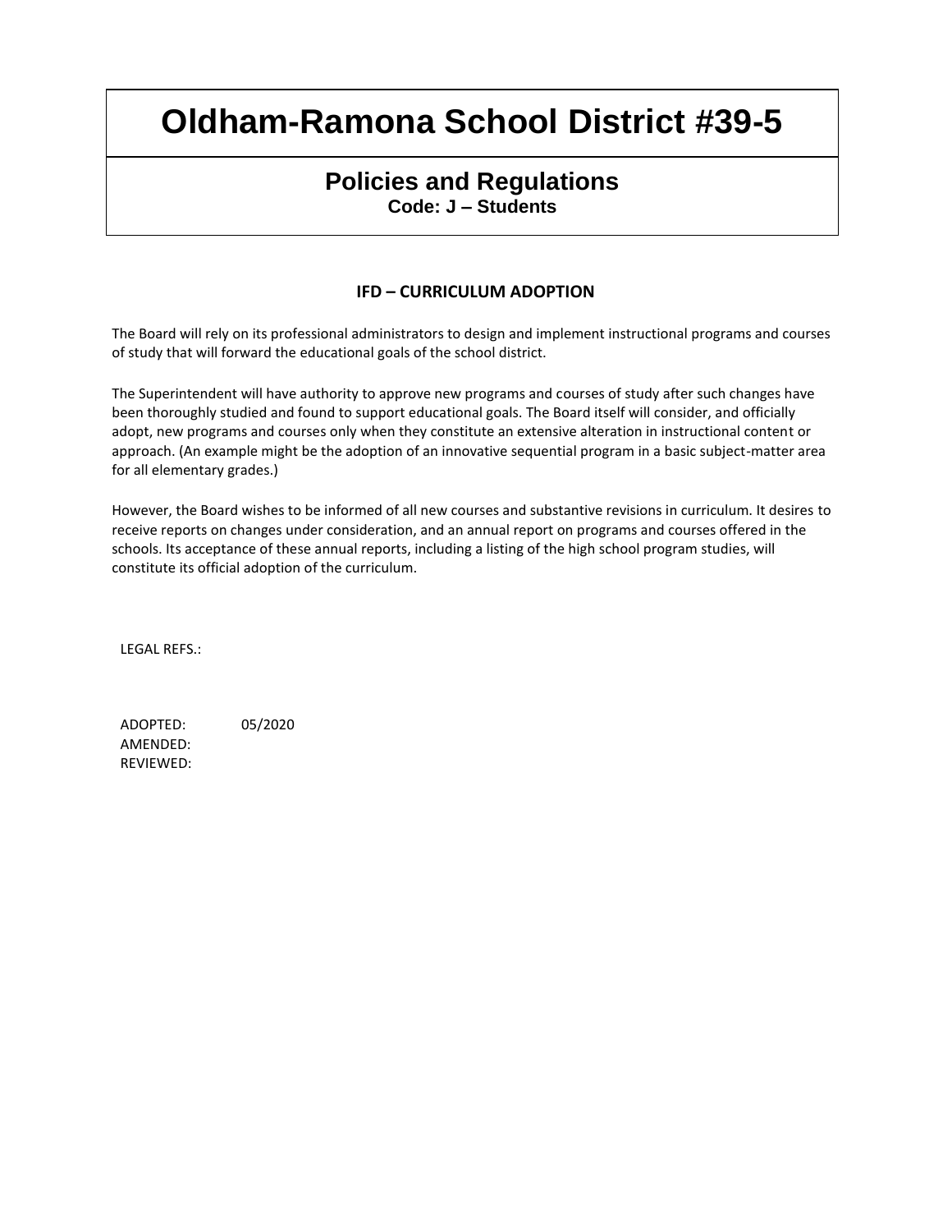# Oldham-Ramona School District #39-5

## Policies and Regulations

**Code: J – Students**

### IFD – CURRICULUM ADOPTION

The Board will rely on its professional administrators to design and implement instructional programs and courses of study that will forward the educational goals of the school district.

The Superintendent will have authority to approve new programs and courses of study after such changes have been thoroughly studied and found to support educational goals. The Board itself will consider, and officially adopt, new programs and courses only when they constitute an extensive alteration in instructional content or approach. (An example might be the adoption of an innovative sequential program in a basic subject-matter area for all elementary grades.)

However, the Board wishes to be informed of all new courses and substantive revisions in curriculum. It desires to receive reports on changes under consideration, and an annual report on programs and courses offered in the schools. Its acceptance of these annual reports, including a listing of the high school program studies, will constitute its official adoption of the curriculum.

LEGAL REFS.:

ADOPTED: 05/2020
AMENDED:
REVIEWED: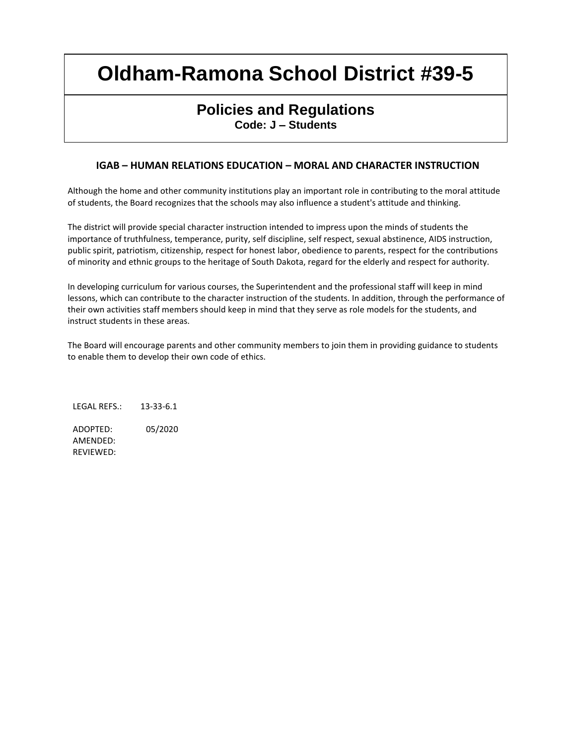# Oldham-Ramona School District #39-5

## Policies and Regulations

**Code: J – Students**

### IGAB – HUMAN RELATIONS EDUCATION – MORAL AND CHARACTER INSTRUCTION

Although the home and other community institutions play an important role in contributing to the moral attitude of students, the Board recognizes that the schools may also influence a student's attitude and thinking.

The district will provide special character instruction intended to impress upon the minds of students the importance of truthfulness, temperance, purity, self discipline, self respect, sexual abstinence, AIDS instruction, public spirit, patriotism, citizenship, respect for honest labor, obedience to parents, respect for the contributions of minority and ethnic groups to the heritage of South Dakota, regard for the elderly and respect for authority.

In developing curriculum for various courses, the Superintendent and the professional staff will keep in mind lessons, which can contribute to the character instruction of the students. In addition, through the performance of their own activities staff members should keep in mind that they serve as role models for the students, and instruct students in these areas.

The Board will encourage parents and other community members to join them in providing guidance to students to enable them to develop their own code of ethics.

LEGAL REFS.: 13-33-6.1

ADOPTED: 05/2020
AMENDED:
REVIEWED: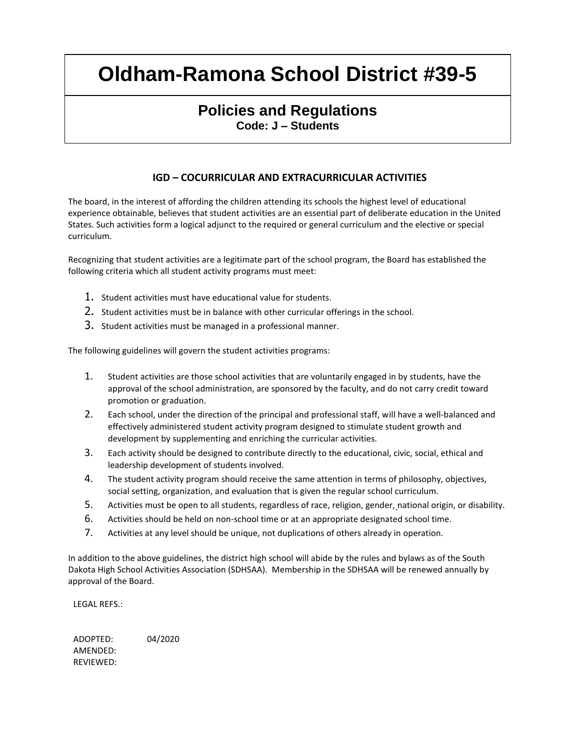# Oldham-Ramona School District #39-5

## Policies and Regulations

**Code: J – Students**

### IGD – COCURRICULAR AND EXTRACURRICULAR ACTIVITIES

The board, in the interest of affording the children attending its schools the highest level of educational experience obtainable, believes that student activities are an essential part of deliberate education in the United States. Such activities form a logical adjunct to the required or general curriculum and the elective or special curriculum.

Recognizing that student activities are a legitimate part of the school program, the Board has established the following criteria which all student activity programs must meet:

1. Student activities must have educational value for students.
2. Student activities must be in balance with other curricular offerings in the school.
3. Student activities must be managed in a professional manner.

The following guidelines will govern the student activities programs:

1. Student activities are those school activities that are voluntarily engaged in by students, have the approval of the school administration, are sponsored by the faculty, and do not carry credit toward promotion or graduation.
2. Each school, under the direction of the principal and professional staff, will have a well-balanced and effectively administered student activity program designed to stimulate student growth and development by supplementing and enriching the curricular activities.
3. Each activity should be designed to contribute directly to the educational, civic, social, ethical and leadership development of students involved.
4. The student activity program should receive the same attention in terms of philosophy, objectives, social setting, organization, and evaluation that is given the regular school curriculum.
5. Activities must be open to all students, regardless of race, religion, gender, national origin, or disability.
6. Activities should be held on non-school time or at an appropriate designated school time.
7. Activities at any level should be unique, not duplications of others already in operation.

In addition to the above guidelines, the district high school will abide by the rules and bylaws as of the South Dakota High School Activities Association (SDHSAA). Membership in the SDHSAA will be renewed annually by approval of the Board.

LEGAL REFS.:

ADOPTED: 04/2020
AMENDED:
REVIEWED: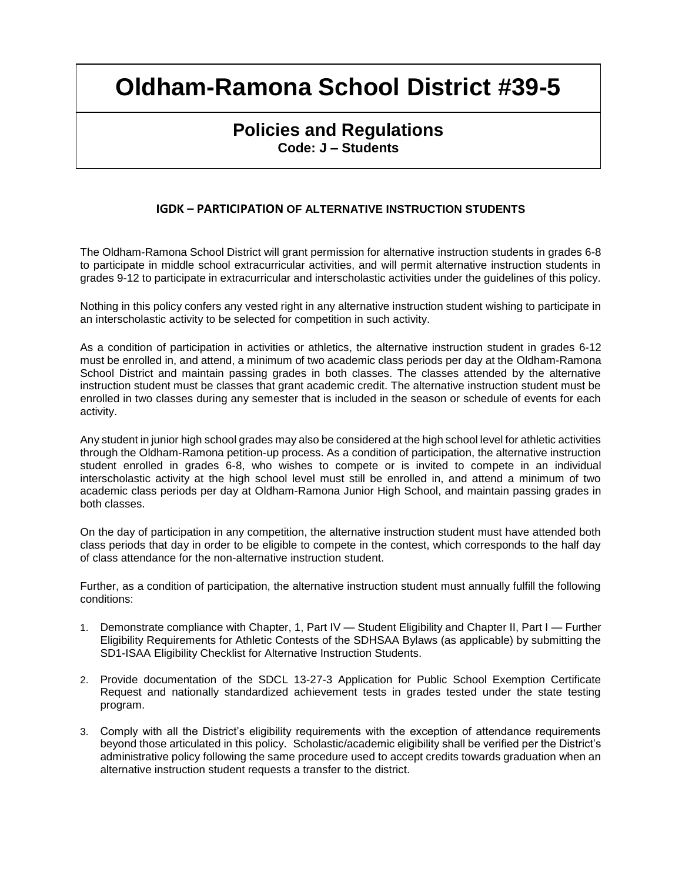# Oldham-Ramona School District #39-5

## Policies and Regulations

**Code: J – Students**

### IGDK – PARTICIPATION OF ALTERNATIVE INSTRUCTION STUDENTS

The Oldham-Ramona School District will grant permission for alternative instruction students in grades 6-8 to participate in middle school extracurricular activities, and will permit alternative instruction students in grades 9-12 to participate in extracurricular and interscholastic activities under the guidelines of this policy.

Nothing in this policy confers any vested right in any alternative instruction student wishing to participate in an interscholastic activity to be selected for competition in such activity.

As a condition of participation in activities or athletics, the alternative instruction student in grades 6-12 must be enrolled in, and attend, a minimum of two academic class periods per day at the Oldham-Ramona School District and maintain passing grades in both classes. The classes attended by the alternative instruction student must be classes that grant academic credit. The alternative instruction student must be enrolled in two classes during any semester that is included in the season or schedule of events for each activity.

Any student in junior high school grades may also be considered at the high school level for athletic activities through the Oldham-Ramona petition-up process. As a condition of participation, the alternative instruction student enrolled in grades 6-8, who wishes to compete or is invited to compete in an individual interscholastic activity at the high school level must still be enrolled in, and attend a minimum of two academic class periods per day at Oldham-Ramona Junior High School, and maintain passing grades in both classes.

On the day of participation in any competition, the alternative instruction student must have attended both class periods that day in order to be eligible to compete in the contest, which corresponds to the half day of class attendance for the non-alternative instruction student.

Further, as a condition of participation, the alternative instruction student must annually fulfill the following conditions:

1. Demonstrate compliance with Chapter, 1, Part IV — Student Eligibility and Chapter II, Part I — Further Eligibility Requirements for Athletic Contests of the SDHSAA Bylaws (as applicable) by submitting the SD1-ISAA Eligibility Checklist for Alternative Instruction Students.
2. Provide documentation of the SDCL 13-27-3 Application for Public School Exemption Certificate Request and nationally standardized achievement tests in grades tested under the state testing program.
3. Comply with all the District's eligibility requirements with the exception of attendance requirements beyond those articulated in this policy. Scholastic/academic eligibility shall be verified per the District's administrative policy following the same procedure used to accept credits towards graduation when an alternative instruction student requests a transfer to the district.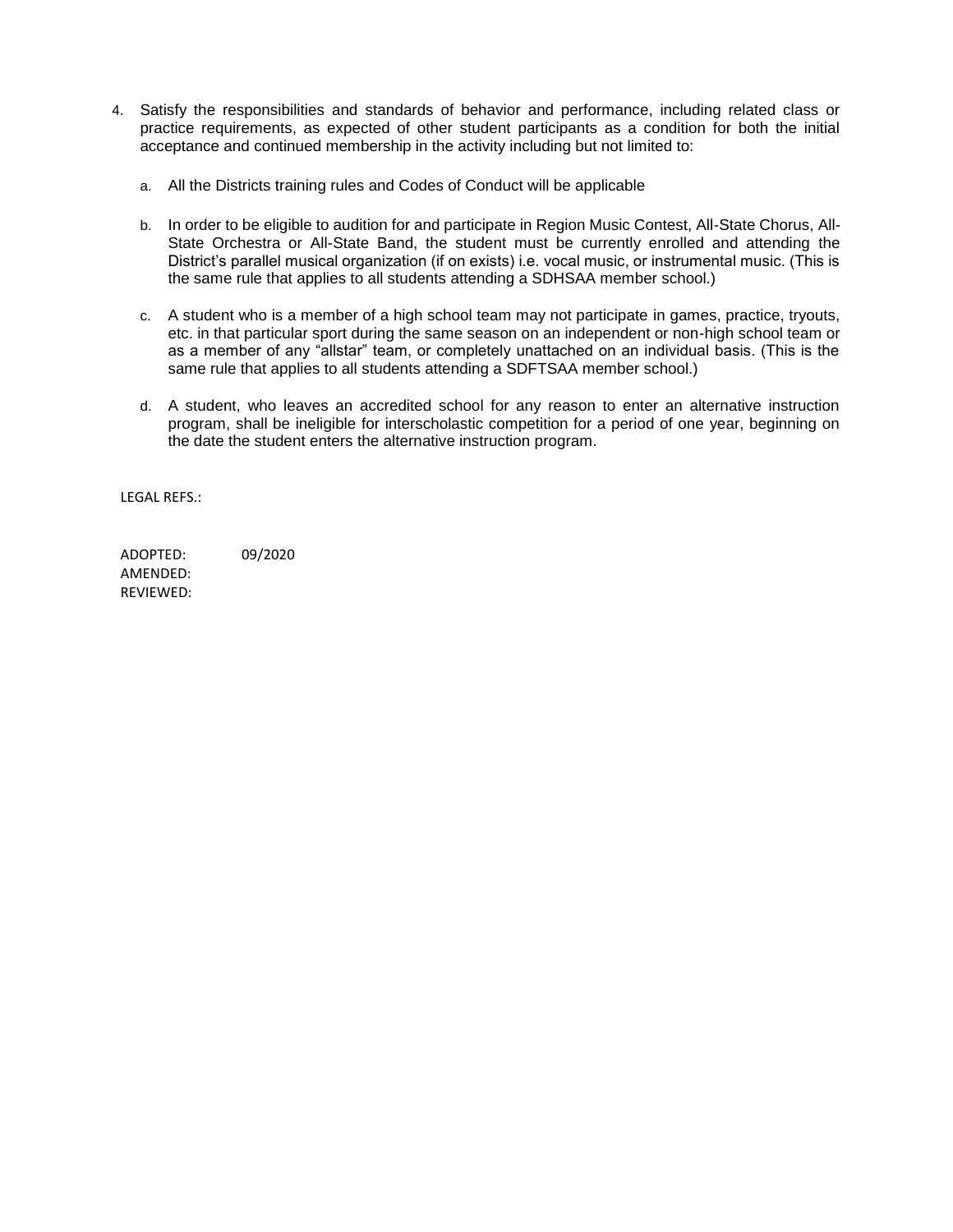4. Satisfy the responsibilities and standards of behavior and performance, including related class or practice requirements, as expected of other student participants as a condition for both the initial acceptance and continued membership in the activity including but not limited to:

   a. All the Districts training rules and Codes of Conduct will be applicable

   b. In order to be eligible to audition for and participate in Region Music Contest, All-State Chorus, All-State Orchestra or All-State Band, the student must be currently enrolled and attending the District's parallel musical organization (if on exists) i.e. vocal music, or instrumental music. (This is the same rule that applies to all students attending a SDHSAA member school.)

   c. A student who is a member of a high school team may not participate in games, practice, tryouts, etc. in that particular sport during the same season on an independent or non-high school team or as a member of any "allstar" team, or completely unattached on an individual basis. (This is the same rule that applies to all students attending a SDFTSAA member school.)

   d. A student, who leaves an accredited school for any reason to enter an alternative instruction program, shall be ineligible for interscholastic competition for a period of one year, beginning on the date the student enters the alternative instruction program.

LEGAL REFS.:

ADOPTED: 09/2020
AMENDED:
REVIEWED: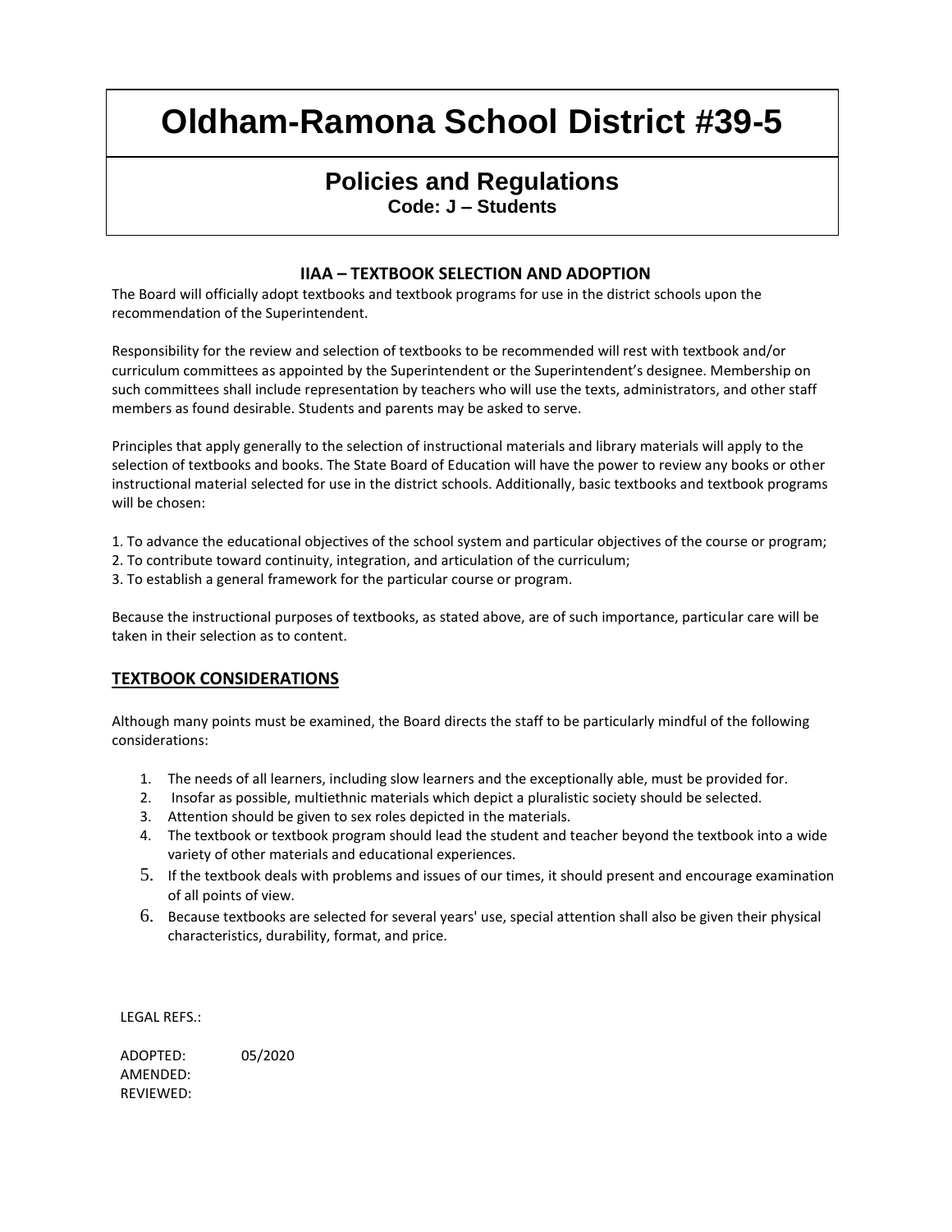# Oldham-Ramona School District #39-5

## Policies and Regulations

**Code: J – Students**

### IIAA – TEXTBOOK SELECTION AND ADOPTION

The Board will officially adopt textbooks and textbook programs for use in the district schools upon the recommendation of the Superintendent.

Responsibility for the review and selection of textbooks to be recommended will rest with textbook and/or curriculum committees as appointed by the Superintendent or the Superintendent's designee. Membership on such committees shall include representation by teachers who will use the texts, administrators, and other staff members as found desirable. Students and parents may be asked to serve.

Principles that apply generally to the selection of instructional materials and library materials will apply to the selection of textbooks and books. The State Board of Education will have the power to review any books or other instructional material selected for use in the district schools. Additionally, basic textbooks and textbook programs will be chosen:

1. To advance the educational objectives of the school system and particular objectives of the course or program;
2. To contribute toward continuity, integration, and articulation of the curriculum;
3. To establish a general framework for the particular course or program.

Because the instructional purposes of textbooks, as stated above, are of such importance, particular care will be taken in their selection as to content.

### TEXTBOOK CONSIDERATIONS

Although many points must be examined, the Board directs the staff to be particularly mindful of the following considerations:

1. The needs of all learners, including slow learners and the exceptionally able, must be provided for.
2. Insofar as possible, multiethnic materials which depict a pluralistic society should be selected.
3. Attention should be given to sex roles depicted in the materials.
4. The textbook or textbook program should lead the student and teacher beyond the textbook into a wide variety of other materials and educational experiences.
5. If the textbook deals with problems and issues of our times, it should present and encourage examination of all points of view.
6. Because textbooks are selected for several years' use, special attention shall also be given their physical characteristics, durability, format, and price.

LEGAL REFS.:

ADOPTED: 05/2020
AMENDED:
REVIEWED: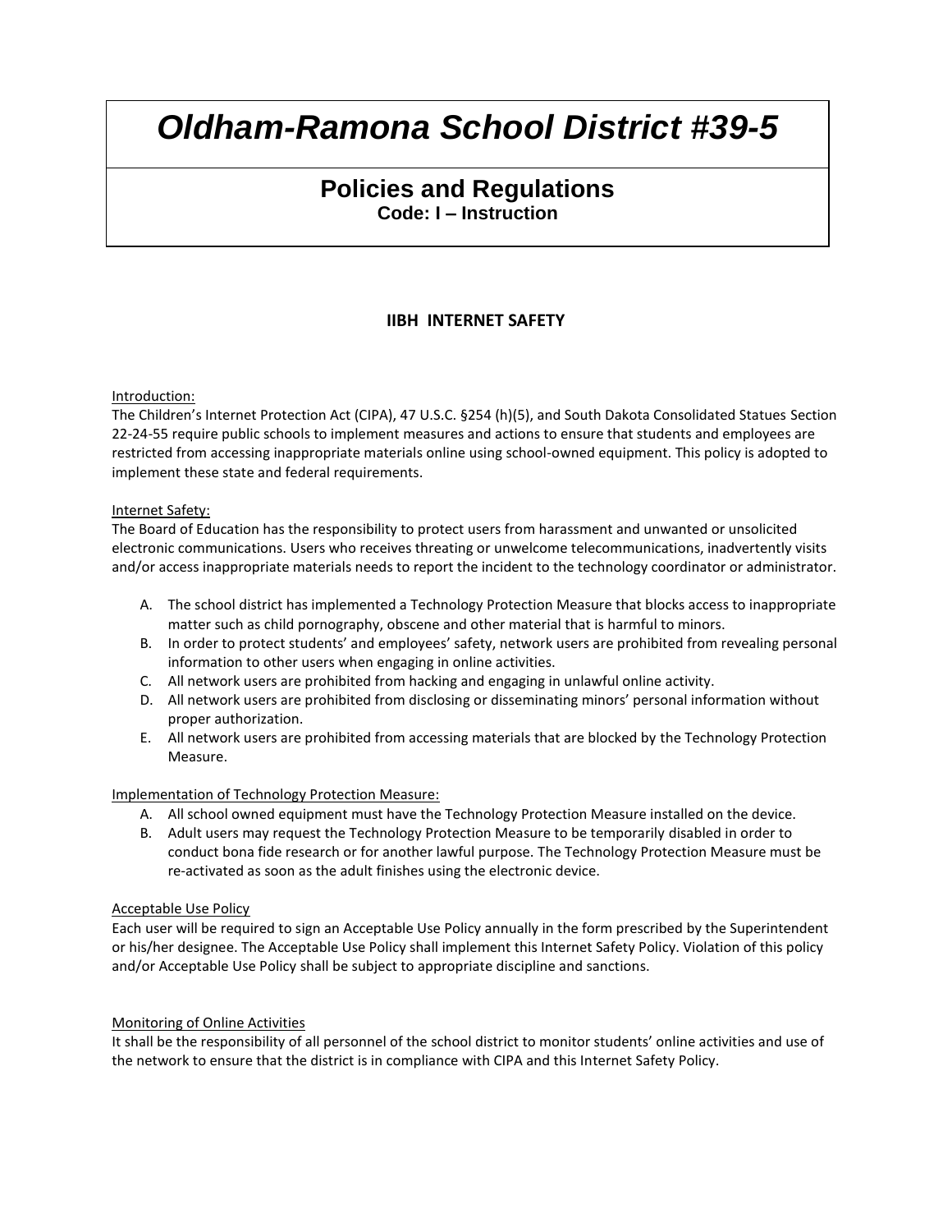# *Oldham-Ramona School District #39-5*

## Policies and Regulations

**Code: I – Instruction**

### IIBH INTERNET SAFETY

Introduction:
The Children's Internet Protection Act (CIPA), 47 U.S.C. §254 (h)(5), and South Dakota Consolidated Statues Section 22-24-55 require public schools to implement measures and actions to ensure that students and employees are restricted from accessing inappropriate materials online using school-owned equipment. This policy is adopted to implement these state and federal requirements.

Internet Safety:
The Board of Education has the responsibility to protect users from harassment and unwanted or unsolicited electronic communications. Users who receives threating or unwelcome telecommunications, inadvertently visits and/or access inappropriate materials needs to report the incident to the technology coordinator or administrator.

A. The school district has implemented a Technology Protection Measure that blocks access to inappropriate matter such as child pornography, obscene and other material that is harmful to minors.
B. In order to protect students' and employees' safety, network users are prohibited from revealing personal information to other users when engaging in online activities.
C. All network users are prohibited from hacking and engaging in unlawful online activity.
D. All network users are prohibited from disclosing or disseminating minors' personal information without proper authorization.
E. All network users are prohibited from accessing materials that are blocked by the Technology Protection Measure.

Implementation of Technology Protection Measure:

A. All school owned equipment must have the Technology Protection Measure installed on the device.
B. Adult users may request the Technology Protection Measure to be temporarily disabled in order to conduct bona fide research or for another lawful purpose. The Technology Protection Measure must be re-activated as soon as the adult finishes using the electronic device.

Acceptable Use Policy
Each user will be required to sign an Acceptable Use Policy annually in the form prescribed by the Superintendent or his/her designee. The Acceptable Use Policy shall implement this Internet Safety Policy. Violation of this policy and/or Acceptable Use Policy shall be subject to appropriate discipline and sanctions.

Monitoring of Online Activities
It shall be the responsibility of all personnel of the school district to monitor students' online activities and use of the network to ensure that the district is in compliance with CIPA and this Internet Safety Policy.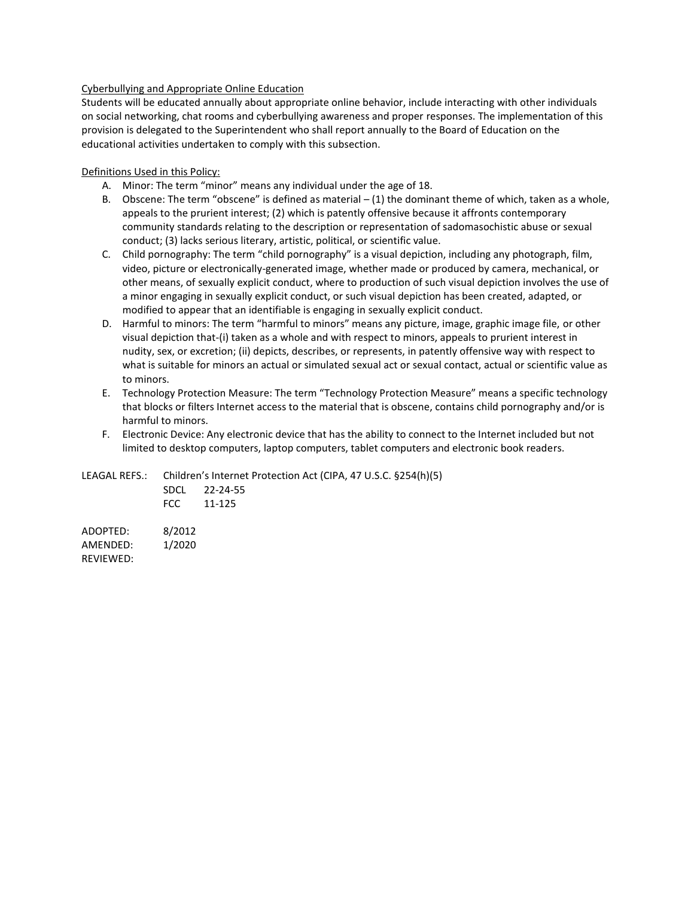Cyberbullying and Appropriate Online Education

Students will be educated annually about appropriate online behavior, include interacting with other individuals on social networking, chat rooms and cyberbullying awareness and proper responses. The implementation of this provision is delegated to the Superintendent who shall report annually to the Board of Education on the educational activities undertaken to comply with this subsection.

Definitions Used in this Policy:

A. Minor: The term “minor” means any individual under the age of 18.
B. Obscene: The term “obscene” is defined as material – (1) the dominant theme of which, taken as a whole, appeals to the prurient interest; (2) which is patently offensive because it affronts contemporary community standards relating to the description or representation of sadomasochistic abuse or sexual conduct; (3) lacks serious literary, artistic, political, or scientific value.
C. Child pornography: The term “child pornography” is a visual depiction, including any photograph, film, video, picture or electronically-generated image, whether made or produced by camera, mechanical, or other means, of sexually explicit conduct, where to production of such visual depiction involves the use of a minor engaging in sexually explicit conduct, or such visual depiction has been created, adapted, or modified to appear that an identifiable is engaging in sexually explicit conduct.
D. Harmful to minors: The term “harmful to minors” means any picture, image, graphic image file, or other visual depiction that-(i) taken as a whole and with respect to minors, appeals to prurient interest in nudity, sex, or excretion; (ii) depicts, describes, or represents, in patently offensive way with respect to what is suitable for minors an actual or simulated sexual act or sexual contact, actual or scientific value as to minors.
E. Technology Protection Measure: The term “Technology Protection Measure” means a specific technology that blocks or filters Internet access to the material that is obscene, contains child pornography and/or is harmful to minors.
F. Electronic Device: Any electronic device that has the ability to connect to the Internet included but not limited to desktop computers, laptop computers, tablet computers and electronic book readers.

LEAGAL REFS.: Children’s Internet Protection Act (CIPA, 47 U.S.C. §254(h)(5)
SDCL 22-24-55
FCC 11-125

ADOPTED: 8/2012
AMENDED: 1/2020
REVIEWED: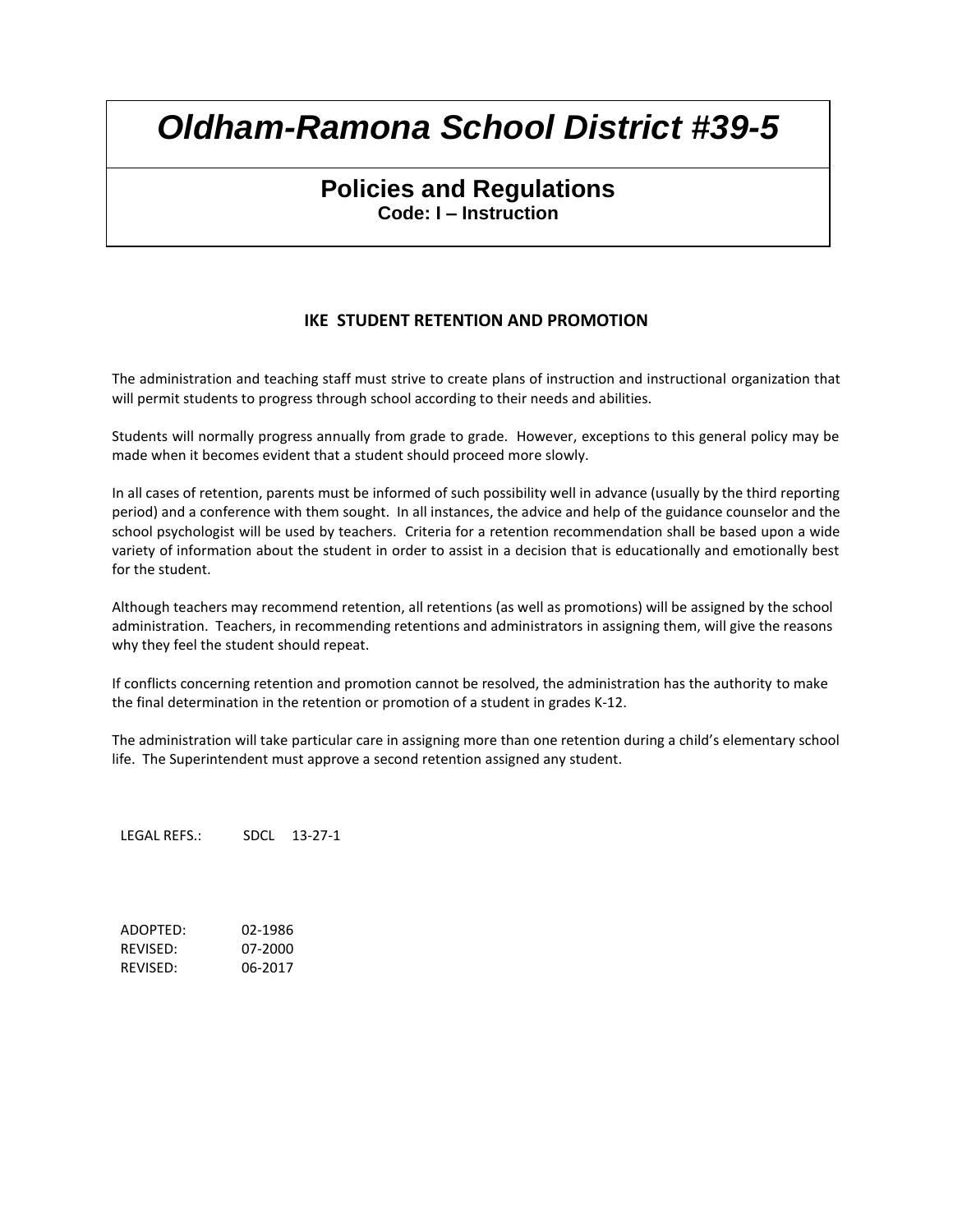# *Oldham-Ramona School District #39-5*

## Policies and Regulations
**Code: I – Instruction**

### IKE STUDENT RETENTION AND PROMOTION

The administration and teaching staff must strive to create plans of instruction and instructional organization that will permit students to progress through school according to their needs and abilities.

Students will normally progress annually from grade to grade. However, exceptions to this general policy may be made when it becomes evident that a student should proceed more slowly.

In all cases of retention, parents must be informed of such possibility well in advance (usually by the third reporting period) and a conference with them sought. In all instances, the advice and help of the guidance counselor and the school psychologist will be used by teachers. Criteria for a retention recommendation shall be based upon a wide variety of information about the student in order to assist in a decision that is educationally and emotionally best for the student.

Although teachers may recommend retention, all retentions (as well as promotions) will be assigned by the school administration. Teachers, in recommending retentions and administrators in assigning them, will give the reasons why they feel the student should repeat.

If conflicts concerning retention and promotion cannot be resolved, the administration has the authority to make the final determination in the retention or promotion of a student in grades K-12.

The administration will take particular care in assigning more than one retention during a child's elementary school life. The Superintendent must approve a second retention assigned any student.

LEGAL REFS.: SDCL 13-27-1

ADOPTED: 02-1986
REVISED: 07-2000
REVISED: 06-2017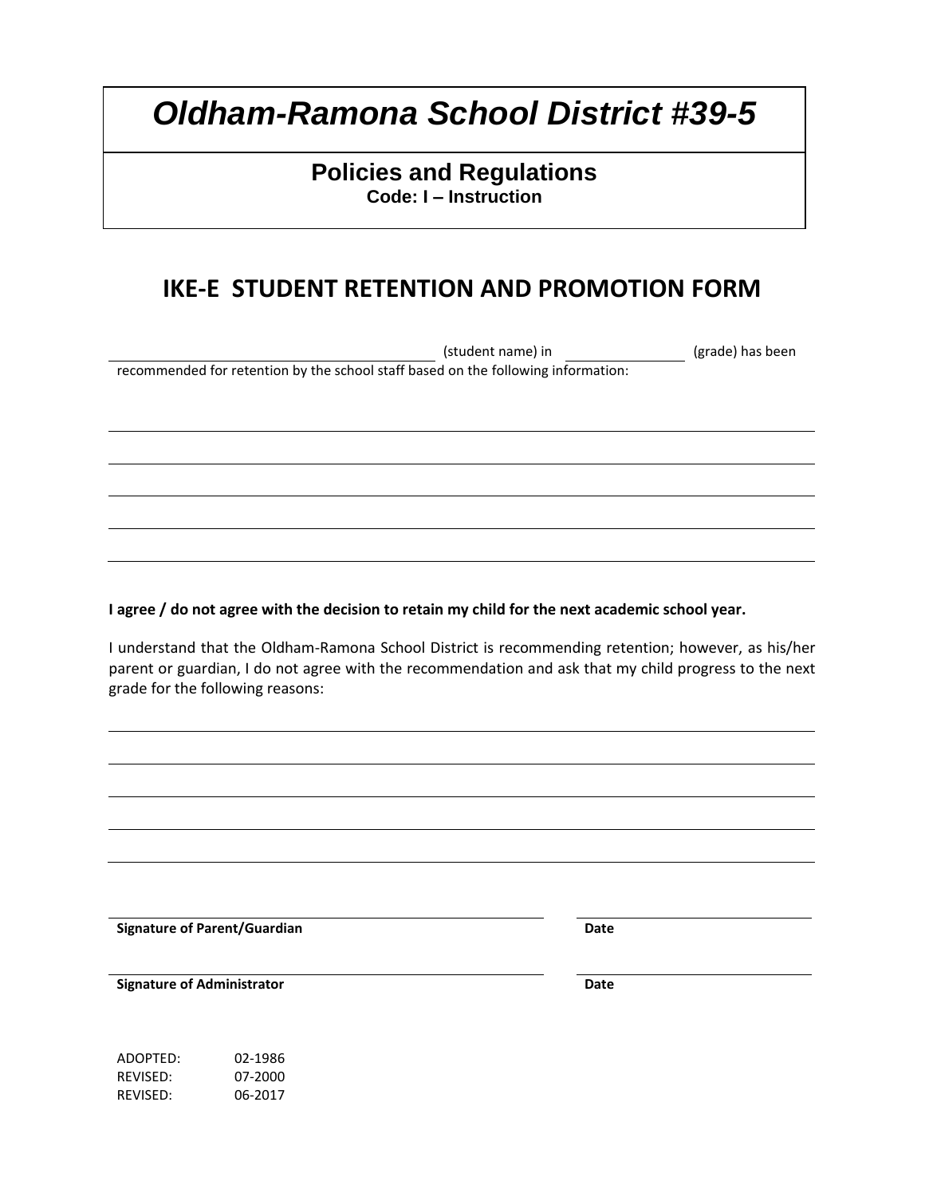# *Oldham-Ramona School District #39-5*

## Policies and Regulations

**Code: I – Instruction**

## IKE-E STUDENT RETENTION AND PROMOTION FORM

________________________________ (student name) in ____________ (grade) has been recommended for retention by the school staff based on the following information:

______________________________________________________________________

______________________________________________________________________

______________________________________________________________________

______________________________________________________________________

______________________________________________________________________

**I agree / do not agree with the decision to retain my child for the next academic school year.**

I understand that the Oldham-Ramona School District is recommending retention; however, as his/her parent or guardian, I do not agree with the recommendation and ask that my child progress to the next grade for the following reasons:

______________________________________________________________________

______________________________________________________________________

______________________________________________________________________

______________________________________________________________________

______________________________________________________________________

________________________________________ ____________________

**Signature of Parent/Guardian** **Date**

________________________________________ ____________________

**Signature of Administrator** **Date**

ADOPTED: 02-1986
REVISED: 07-2000
REVISED: 06-2017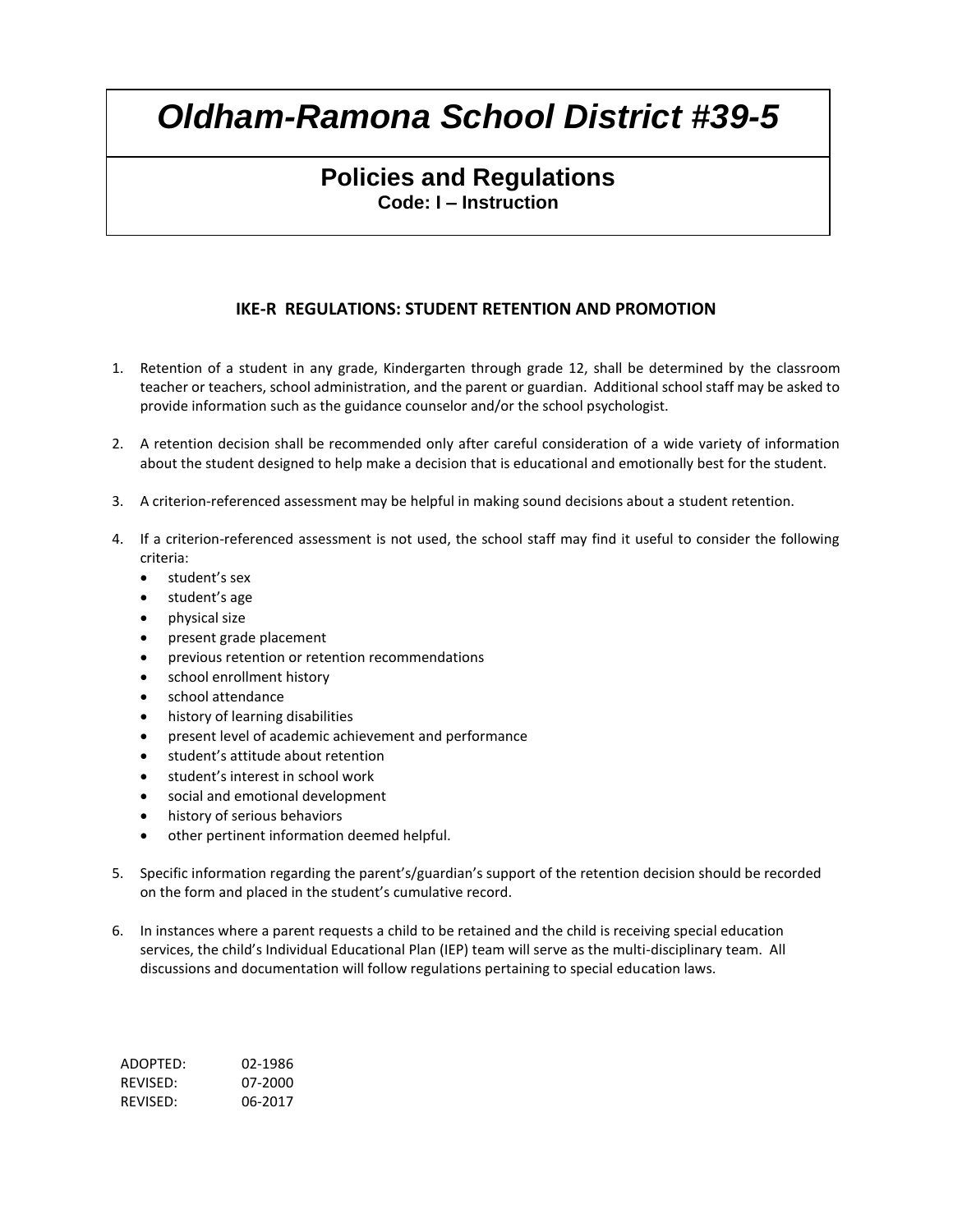# *Oldham-Ramona School District #39-5*

## Policies and Regulations

**Code: I – Instruction**

### IKE-R REGULATIONS: STUDENT RETENTION AND PROMOTION

1. Retention of a student in any grade, Kindergarten through grade 12, shall be determined by the classroom teacher or teachers, school administration, and the parent or guardian. Additional school staff may be asked to provide information such as the guidance counselor and/or the school psychologist.

2. A retention decision shall be recommended only after careful consideration of a wide variety of information about the student designed to help make a decision that is educational and emotionally best for the student.

3. A criterion-referenced assessment may be helpful in making sound decisions about a student retention.

4. If a criterion-referenced assessment is not used, the school staff may find it useful to consider the following criteria:
   - student's sex
   - student's age
   - physical size
   - present grade placement
   - previous retention or retention recommendations
   - school enrollment history
   - school attendance
   - history of learning disabilities
   - present level of academic achievement and performance
   - student's attitude about retention
   - student's interest in school work
   - social and emotional development
   - history of serious behaviors
   - other pertinent information deemed helpful.

5. Specific information regarding the parent's/guardian's support of the retention decision should be recorded on the form and placed in the student's cumulative record.

6. In instances where a parent requests a child to be retained and the child is receiving special education services, the child's Individual Educational Plan (IEP) team will serve as the multi-disciplinary team. All discussions and documentation will follow regulations pertaining to special education laws.

| | |
|---|---|
| ADOPTED: | 02-1986 |
| REVISED: | 07-2000 |
| REVISED: | 06-2017 |